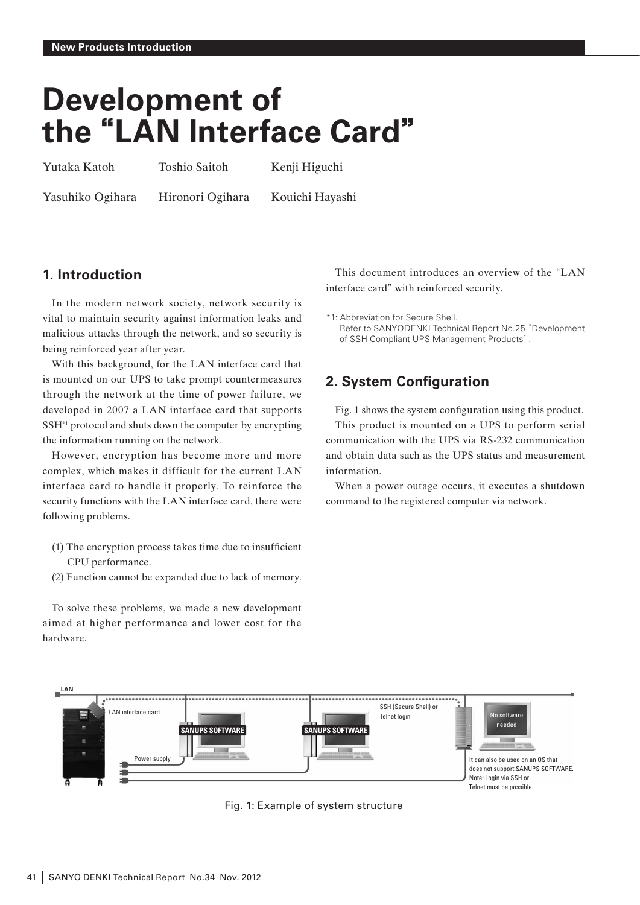**New Products Introduction**

# Development of the "LAN Interface Card"

Yutaka Katoh　Toshio Saitoh　Kenji Higuchi

Yasuhiko Ogihara　Hironori Ogihara　Kouichi Hayashi

## 1. Introduction

In the modern network society, network security is vital to maintain security against information leaks and malicious attacks through the network, and so security is being reinforced year after year.

With this background, for the LAN interface card that is mounted on our UPS to take prompt countermeasures through the network at the time of power failure, we developed in 2007 a LAN interface card that supports SSH[*1] protocol and shuts down the computer by encrypting the information running on the network.

However, encryption has become more and more complex, which makes it difficult for the current LAN interface card to handle it properly. To reinforce the security functions with the LAN interface card, there were following problems.

(1) The encryption process takes time due to insufficient CPU performance.
(2) Function cannot be expanded due to lack of memory.

To solve these problems, we made a new development aimed at higher performance and lower cost for the hardware.

This document introduces an overview of the "LAN interface card" with reinforced security.

*1: Abbreviation for Secure Shell.
Refer to SANYODENKI Technical Report No.25 "Development of SSH Compliant UPS Management Products".

## 2. System Configuration

Fig. 1 shows the system configuration using this product.

This product is mounted on a UPS to perform serial communication with the UPS via RS-232 communication and obtain data such as the UPS status and measurement information.

When a power outage occurs, it executes a shutdown command to the registered computer via network.

Fig. 1: Example of system structure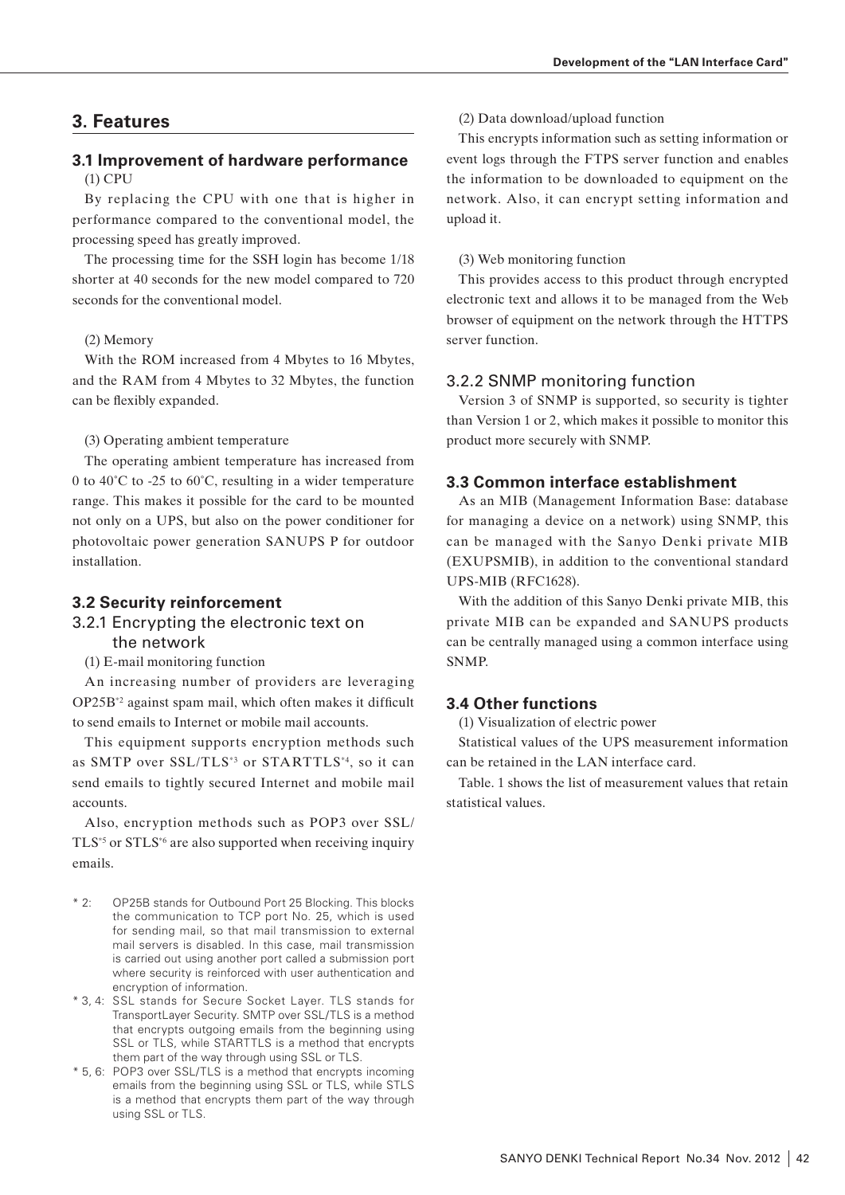## 3. Features

### 3.1 Improvement of hardware performance

(1) CPU

By replacing the CPU with one that is higher in performance compared to the conventional model, the processing speed has greatly improved.

The processing time for the SSH login has become 1/18 shorter at 40 seconds for the new model compared to 720 seconds for the conventional model.

(2) Memory

With the ROM increased from 4 Mbytes to 16 Mbytes, and the RAM from 4 Mbytes to 32 Mbytes, the function can be flexibly expanded.

(3) Operating ambient temperature

The operating ambient temperature has increased from 0 to 40˚C to -25 to 60˚C, resulting in a wider temperature range. This makes it possible for the card to be mounted not only on a UPS, but also on the power conditioner for photovoltaic power generation SANUPS P for outdoor installation.

### 3.2 Security reinforcement

#### 3.2.1 Encrypting the electronic text on the network

(1) E-mail monitoring function

An increasing number of providers are leveraging OP25B*2 against spam mail, which often makes it difficult to send emails to Internet or mobile mail accounts.

This equipment supports encryption methods such as SMTP over SSL/TLS*3 or STARTTLS*4, so it can send emails to tightly secured Internet and mobile mail accounts.

Also, encryption methods such as POP3 over SSL/TLS*5 or STLS*6 are also supported when receiving inquiry emails.

* 2: OP25B stands for Outbound Port 25 Blocking. This blocks the communication to TCP port No. 25, which is used for sending mail, so that mail transmission to external mail servers is disabled. In this case, mail transmission is carried out using another port called a submission port where security is reinforced with user authentication and encryption of information.
* 3, 4: SSL stands for Secure Socket Layer. TLS stands for TransportLayer Security. SMTP over SSL/TLS is a method that encrypts outgoing emails from the beginning using SSL or TLS, while STARTTLS is a method that encrypts them part of the way through using SSL or TLS.
* 5, 6: POP3 over SSL/TLS is a method that encrypts incoming emails from the beginning using SSL or TLS, while STLS is a method that encrypts them part of the way through using SSL or TLS.

(2) Data download/upload function

This encrypts information such as setting information or event logs through the FTPS server function and enables the information to be downloaded to equipment on the network. Also, it can encrypt setting information and upload it.

(3) Web monitoring function

This provides access to this product through encrypted electronic text and allows it to be managed from the Web browser of equipment on the network through the HTTPS server function.

#### 3.2.2 SNMP monitoring function

Version 3 of SNMP is supported, so security is tighter than Version 1 or 2, which makes it possible to monitor this product more securely with SNMP.

### 3.3 Common interface establishment

As an MIB (Management Information Base: database for managing a device on a network) using SNMP, this can be managed with the Sanyo Denki private MIB (EXUPSMIB), in addition to the conventional standard UPS-MIB (RFC1628).

With the addition of this Sanyo Denki private MIB, this private MIB can be expanded and SANUPS products can be centrally managed using a common interface using SNMP.

### 3.4 Other functions

(1) Visualization of electric power

Statistical values of the UPS measurement information can be retained in the LAN interface card.

Table. 1 shows the list of measurement values that retain statistical values.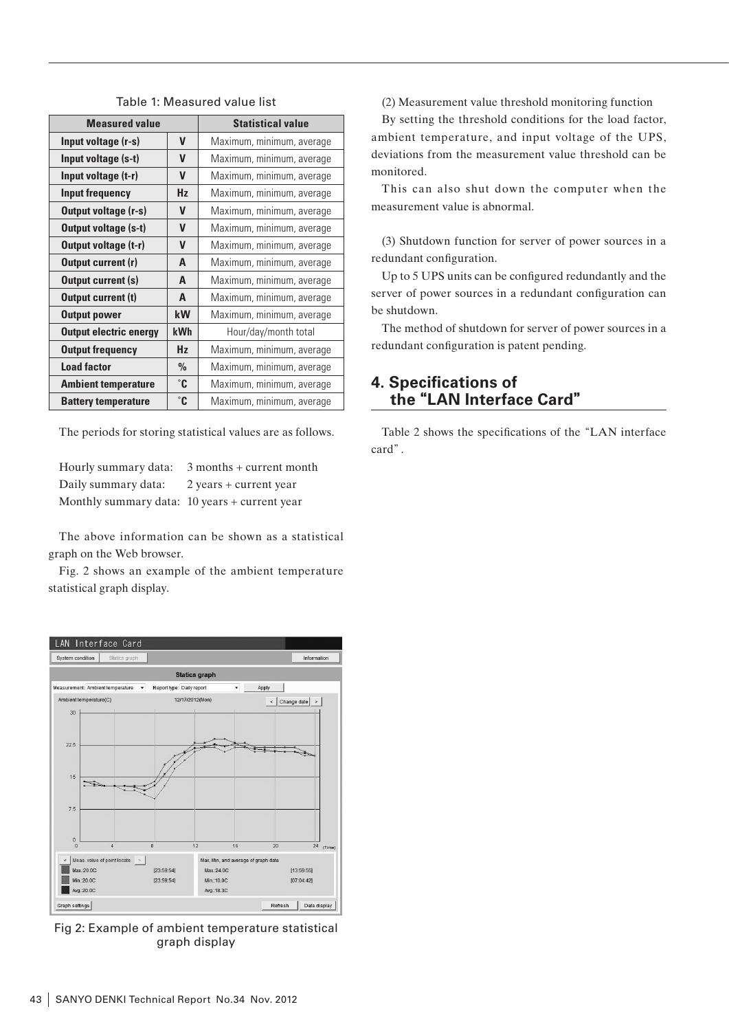Table 1: Measured value list

| Measured value | | Statistical value |
|---|---|---|
| **Input voltage (r-s)** | **V** | Maximum, minimum, average |
| **Input voltage (s-t)** | **V** | Maximum, minimum, average |
| **Input voltage (t-r)** | **V** | Maximum, minimum, average |
| **Input frequency** | **Hz** | Maximum, minimum, average |
| **Output voltage (r-s)** | **V** | Maximum, minimum, average |
| **Output voltage (s-t)** | **V** | Maximum, minimum, average |
| **Output voltage (t-r)** | **V** | Maximum, minimum, average |
| **Output current (r)** | **A** | Maximum, minimum, average |
| **Output current (s)** | **A** | Maximum, minimum, average |
| **Output current (t)** | **A** | Maximum, minimum, average |
| **Output power** | **kW** | Maximum, minimum, average |
| **Output electric energy** | **kWh** | Hour/day/month total |
| **Output frequency** | **Hz** | Maximum, minimum, average |
| **Load factor** | **%** | Maximum, minimum, average |
| **Ambient temperature** | **°C** | Maximum, minimum, average |
| **Battery temperature** | **°C** | Maximum, minimum, average |

The periods for storing statistical values are as follows.

Hourly summary data: 3 months + current month
Daily summary data: 2 years + current year
Monthly summary data: 10 years + current year

The above information can be shown as a statistical graph on the Web browser.

Fig. 2 shows an example of the ambient temperature statistical graph display.

Fig 2: Example of ambient temperature statistical graph display

(2) Measurement value threshold monitoring function

By setting the threshold conditions for the load factor, ambient temperature, and input voltage of the UPS, deviations from the measurement value threshold can be monitored.

This can also shut down the computer when the measurement value is abnormal.

(3) Shutdown function for server of power sources in a redundant configuration.

Up to 5 UPS units can be configured redundantly and the server of power sources in a redundant configuration can be shutdown.

The method of shutdown for server of power sources in a redundant configuration is patent pending.

## 4. Specifications of the "LAN Interface Card"

Table 2 shows the specifications of the "LAN interface card".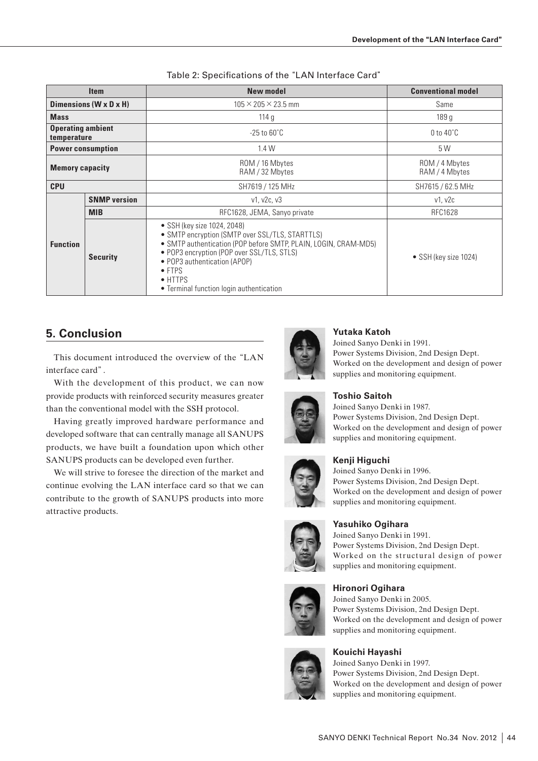Table 2: Specifications of the "LAN Interface Card"

| Item | | New model | Conventional model |
|---|---|---|---|
| Dimensions (W x D x H) | | 105 × 205 × 23.5 mm | Same |
| Mass | | 114 g | 189 g |
| Operating ambient temperature | | -25 to 60°C | 0 to 40°C |
| Power consumption | | 1.4 W | 5 W |
| Memory capacity | | ROM / 16 Mbytes<br>RAM / 32 Mbytes | ROM / 4 Mbytes<br>RAM / 4 Mbytes |
| CPU | | SH7619 / 125 MHz | SH7615 / 62.5 MHz |
| Function | SNMP version | v1, v2c, v3 | v1, v2c |
| | MIB | RFC1628, JEMA, Sanyo private | RFC1628 |
| | Security | • SSH (key size 1024, 2048)<br>• SMTP encryption (SMTP over SSL/TLS, STARTTLS)<br>• SMTP authentication (POP before SMTP, PLAIN, LOGIN, CRAM-MD5)<br>• POP3 encryption (POP over SSL/TLS, STLS)<br>• POP3 authentication (APOP)<br>• FTPS<br>• HTTPS<br>• Terminal function login authentication | • SSH (key size 1024) |

## 5. Conclusion

This document introduced the overview of the "LAN interface card".

With the development of this product, we can now provide products with reinforced security measures greater than the conventional model with the SSH protocol.

Having greatly improved hardware performance and developed software that can centrally manage all SANUPS products, we have built a foundation upon which other SANUPS products can be developed even further.

We will strive to foresee the direction of the market and continue evolving the LAN interface card so that we can contribute to the growth of SANUPS products into more attractive products.

**Yutaka Katoh**
Joined Sanyo Denki in 1991.
Power Systems Division, 2nd Design Dept.
Worked on the development and design of power supplies and monitoring equipment.

**Toshio Saitoh**
Joined Sanyo Denki in 1987.
Power Systems Division, 2nd Design Dept.
Worked on the development and design of power supplies and monitoring equipment.

**Kenji Higuchi**
Joined Sanyo Denki in 1996.
Power Systems Division, 2nd Design Dept.
Worked on the development and design of power supplies and monitoring equipment.

**Yasuhiko Ogihara**
Joined Sanyo Denki in 1991.
Power Systems Division, 2nd Design Dept.
Worked on the structural design of power supplies and monitoring equipment.

**Hironori Ogihara**
Joined Sanyo Denki in 2005.
Power Systems Division, 2nd Design Dept.
Worked on the development and design of power supplies and monitoring equipment.

**Kouichi Hayashi**
Joined Sanyo Denki in 1997.
Power Systems Division, 2nd Design Dept.
Worked on the development and design of power supplies and monitoring equipment.